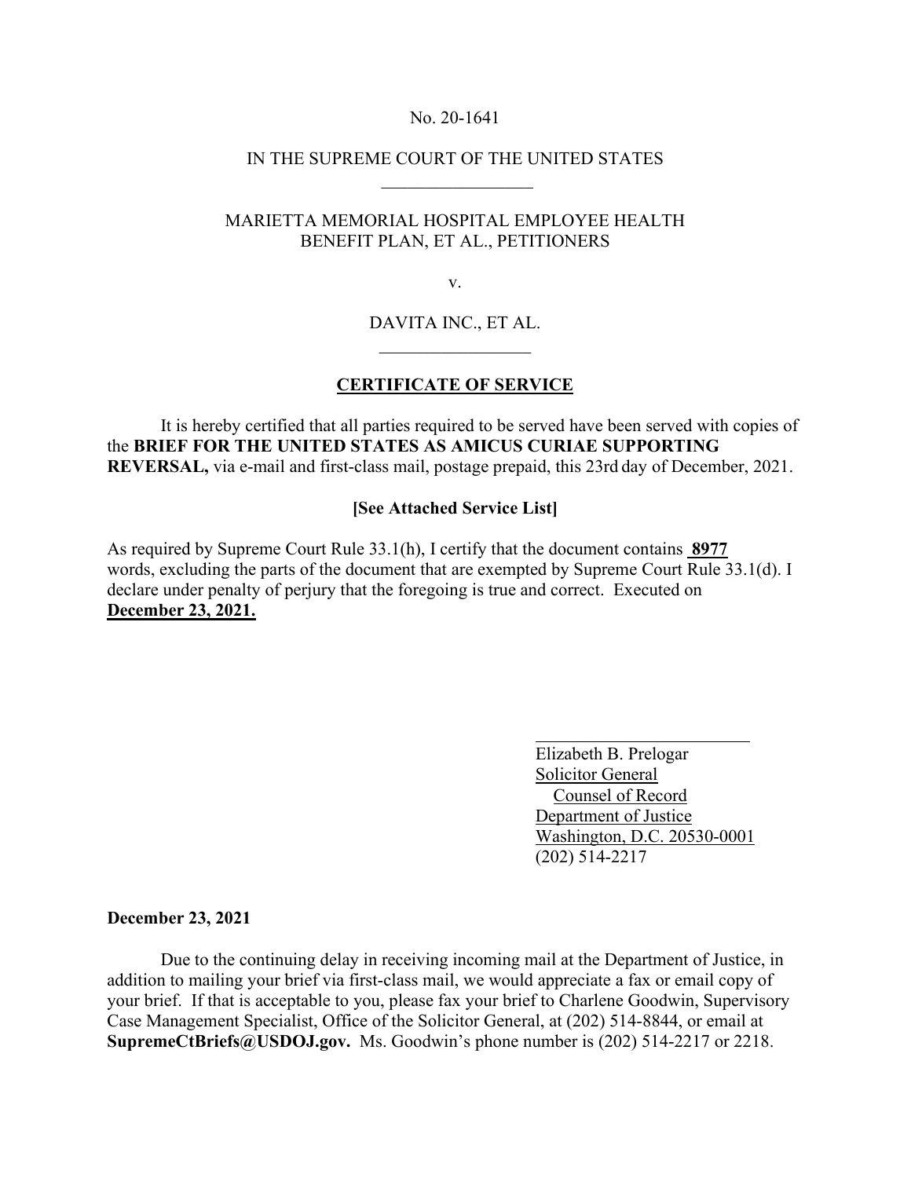No. 20-1641

IN THE SUPREME COURT OF THE UNITED STATES

MARIETTA MEMORIAL HOSPITAL EMPLOYEE HEALTH BENEFIT PLAN, ET AL., PETITIONERS

v.

DAVITA INC., ET AL.

## CERTIFICATE OF SERVICE

It is hereby certified that all parties required to be served have been served with copies of the **BRIEF FOR THE UNITED STATES AS AMICUS CURIAE SUPPORTING REVERSAL,** via e-mail and first-class mail, postage prepaid, this 23rd day of December, 2021.

**[See Attached Service List]**

As required by Supreme Court Rule 33.1(h), I certify that the document contains **8977** words, excluding the parts of the document that are exempted by Supreme Court Rule 33.1(d). I declare under penalty of perjury that the foregoing is true and correct. Executed on **December 23, 2021.**

Elizabeth B. Prelogar
Solicitor General
Counsel of Record
Department of Justice
Washington, D.C. 20530-0001
(202) 514-2217

**December 23, 2021**

Due to the continuing delay in receiving incoming mail at the Department of Justice, in addition to mailing your brief via first-class mail, we would appreciate a fax or email copy of your brief. If that is acceptable to you, please fax your brief to Charlene Goodwin, Supervisory Case Management Specialist, Office of the Solicitor General, at (202) 514-8844, or email at **SupremeCtBriefs@USDOJ.gov.** Ms. Goodwin's phone number is (202) 514-2217 or 2218.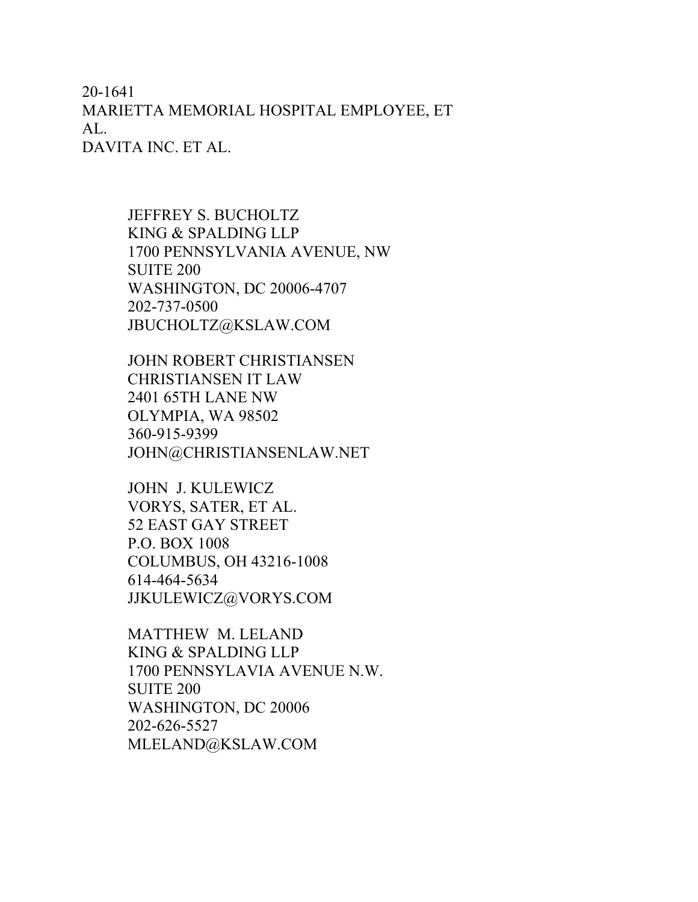20-1641
MARIETTA MEMORIAL HOSPITAL EMPLOYEE, ET AL.
DAVITA INC. ET AL.

JEFFREY S. BUCHOLTZ
KING & SPALDING LLP
1700 PENNSYLVANIA AVENUE, NW
SUITE 200
WASHINGTON, DC 20006-4707
202-737-0500
JBUCHOLTZ@KSLAW.COM

JOHN ROBERT CHRISTIANSEN
CHRISTIANSEN IT LAW
2401 65TH LANE NW
OLYMPIA, WA 98502
360-915-9399
JOHN@CHRISTIANSENLAW.NET

JOHN J. KULEWICZ
VORYS, SATER, ET AL.
52 EAST GAY STREET
P.O. BOX 1008
COLUMBUS, OH 43216-1008
614-464-5634
JJKULEWICZ@VORYS.COM

MATTHEW M. LELAND
KING & SPALDING LLP
1700 PENNSYLAVIA AVENUE N.W.
SUITE 200
WASHINGTON, DC 20006
202-626-5527
MLELAND@KSLAW.COM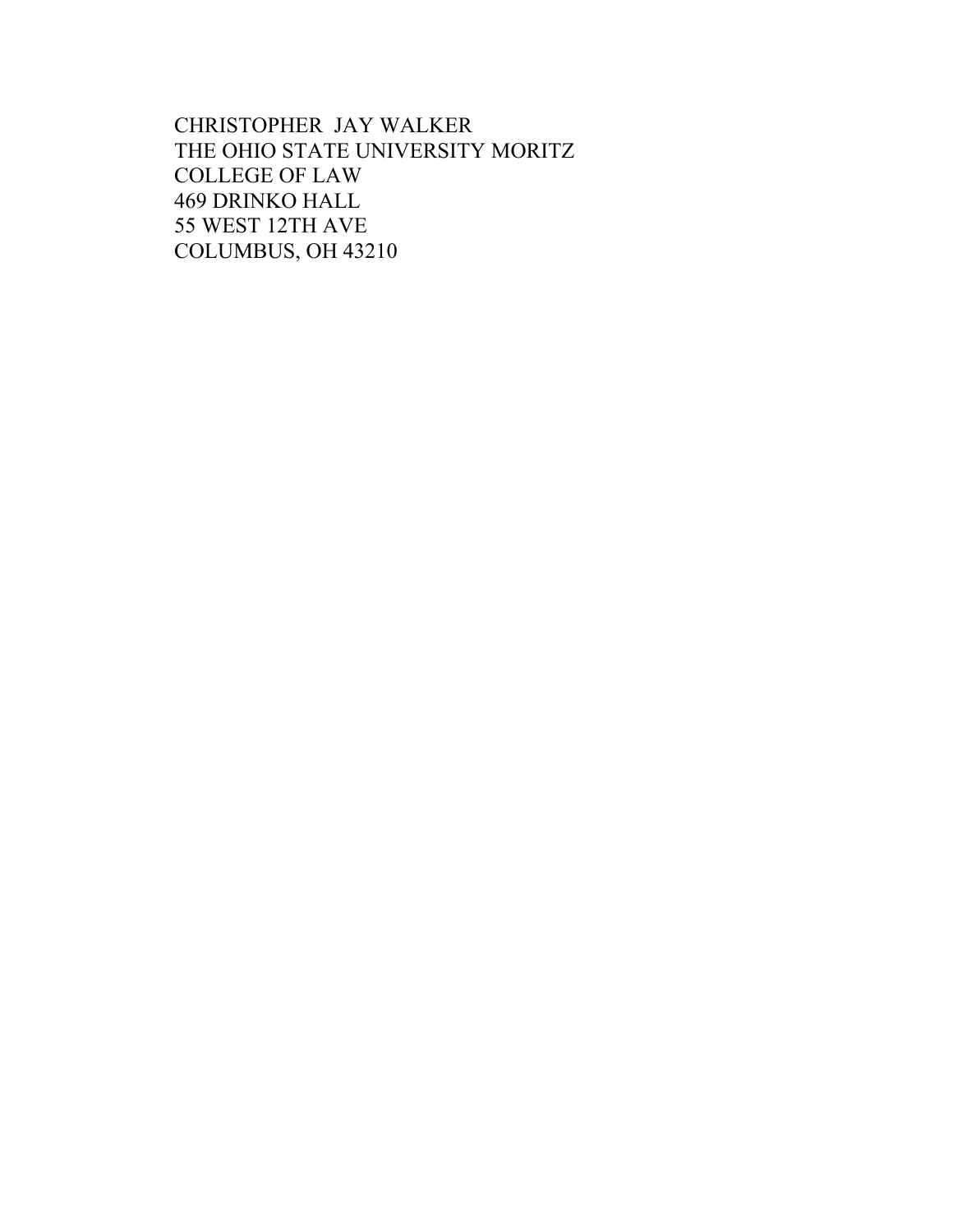CHRISTOPHER JAY WALKER
THE OHIO STATE UNIVERSITY MORITZ
COLLEGE OF LAW
469 DRINKO HALL
55 WEST 12TH AVE
COLUMBUS, OH 43210